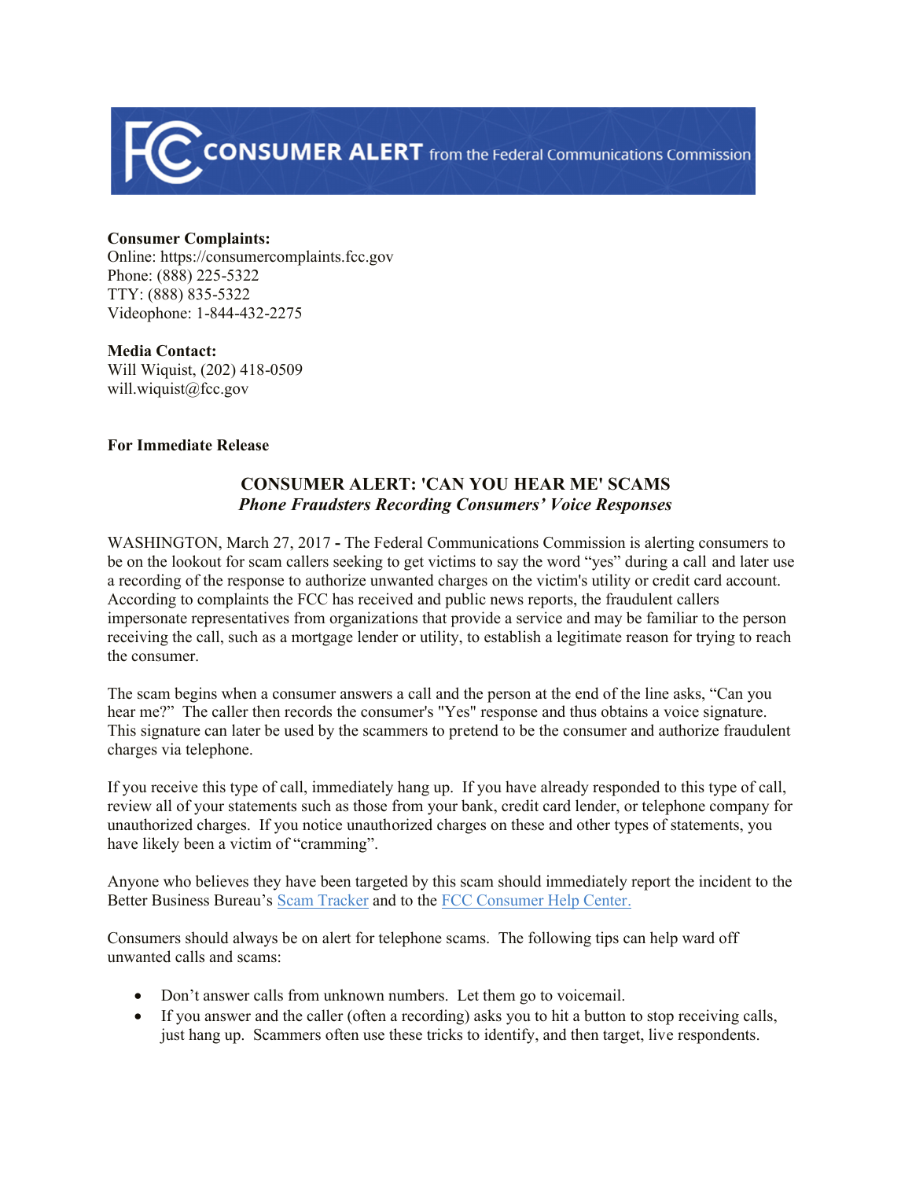CONSUMER ALERT from the Federal Communications Commission

**Consumer Complaints:**
Online: https://consumercomplaints.fcc.gov
Phone: (888) 225-5322
TTY: (888) 835-5322
Videophone: 1-844-432-2275

**Media Contact:**
Will Wiquist, (202) 418-0509
will.wiquist@fcc.gov

**For Immediate Release**

## CONSUMER ALERT: 'CAN YOU HEAR ME' SCAMS

***Phone Fraudsters Recording Consumers' Voice Responses***

WASHINGTON, March 27, 2017 **-** The Federal Communications Commission is alerting consumers to be on the lookout for scam callers seeking to get victims to say the word "yes" during a call and later use a recording of the response to authorize unwanted charges on the victim's utility or credit card account. According to complaints the FCC has received and public news reports, the fraudulent callers impersonate representatives from organizations that provide a service and may be familiar to the person receiving the call, such as a mortgage lender or utility, to establish a legitimate reason for trying to reach the consumer.

The scam begins when a consumer answers a call and the person at the end of the line asks, "Can you hear me?" The caller then records the consumer's "Yes" response and thus obtains a voice signature. This signature can later be used by the scammers to pretend to be the consumer and authorize fraudulent charges via telephone.

If you receive this type of call, immediately hang up. If you have already responded to this type of call, review all of your statements such as those from your bank, credit card lender, or telephone company for unauthorized charges. If you notice unauthorized charges on these and other types of statements, you have likely been a victim of "cramming".

Anyone who believes they have been targeted by this scam should immediately report the incident to the Better Business Bureau's Scam Tracker and to the FCC Consumer Help Center.

Consumers should always be on alert for telephone scams. The following tips can help ward off unwanted calls and scams:

- Don't answer calls from unknown numbers. Let them go to voicemail.
- If you answer and the caller (often a recording) asks you to hit a button to stop receiving calls, just hang up. Scammers often use these tricks to identify, and then target, live respondents.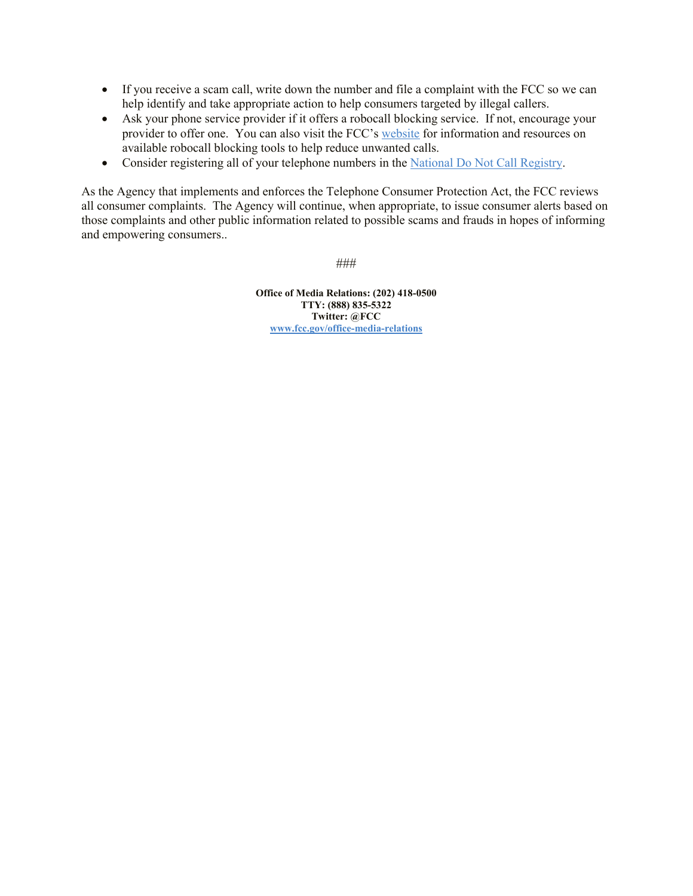- If you receive a scam call, write down the number and file a complaint with the FCC so we can help identify and take appropriate action to help consumers targeted by illegal callers.
- Ask your phone service provider if it offers a robocall blocking service. If not, encourage your provider to offer one. You can also visit the FCC's website for information and resources on available robocall blocking tools to help reduce unwanted calls.
- Consider registering all of your telephone numbers in the National Do Not Call Registry.

As the Agency that implements and enforces the Telephone Consumer Protection Act, the FCC reviews all consumer complaints. The Agency will continue, when appropriate, to issue consumer alerts based on those complaints and other public information related to possible scams and frauds in hopes of informing and empowering consumers..

###

**Office of Media Relations: (202) 418-0500**
**TTY: (888) 835-5322**
**Twitter: @FCC**
**www.fcc.gov/office-media-relations**